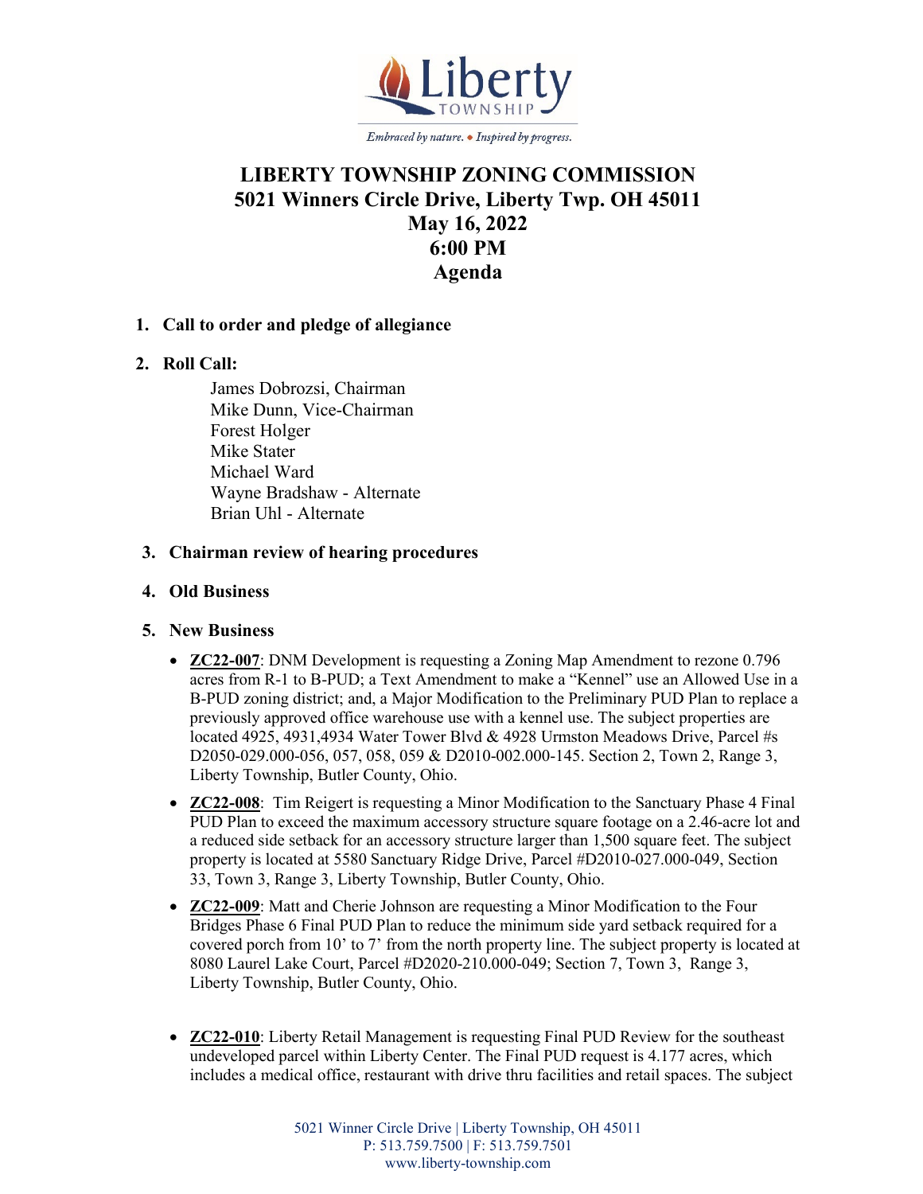Liberty TOWNSHIP

*Embraced by nature. • Inspired by progress.*

# LIBERTY TOWNSHIP ZONING COMMISSION
## 5021 Winners Circle Drive, Liberty Twp. OH 45011
## May 16, 2022
## 6:00 PM
## Agenda

1. **Call to order and pledge of allegiance**

2. **Roll Call:**

   James Dobrozsi, Chairman
   Mike Dunn, Vice-Chairman
   Forest Holger
   Mike Stater
   Michael Ward
   Wayne Bradshaw - Alternate
   Brian Uhl - Alternate

3. **Chairman review of hearing procedures**

4. **Old Business**

5. **New Business**

   - **ZC22-007**: DNM Development is requesting a Zoning Map Amendment to rezone 0.796 acres from R-1 to B-PUD; a Text Amendment to make a "Kennel" use an Allowed Use in a B-PUD zoning district; and, a Major Modification to the Preliminary PUD Plan to replace a previously approved office warehouse use with a kennel use. The subject properties are located 4925, 4931,4934 Water Tower Blvd & 4928 Urmston Meadows Drive, Parcel #s D2050-029.000-056, 057, 058, 059 & D2010-002.000-145. Section 2, Town 2, Range 3, Liberty Township, Butler County, Ohio.

   - **ZC22-008**: Tim Reigert is requesting a Minor Modification to the Sanctuary Phase 4 Final PUD Plan to exceed the maximum accessory structure square footage on a 2.46-acre lot and a reduced side setback for an accessory structure larger than 1,500 square feet. The subject property is located at 5580 Sanctuary Ridge Drive, Parcel #D2010-027.000-049, Section 33, Town 3, Range 3, Liberty Township, Butler County, Ohio.

   - **ZC22-009**: Matt and Cherie Johnson are requesting a Minor Modification to the Four Bridges Phase 6 Final PUD Plan to reduce the minimum side yard setback required for a covered porch from 10' to 7' from the north property line. The subject property is located at 8080 Laurel Lake Court, Parcel #D2020-210.000-049; Section 7, Town 3, Range 3, Liberty Township, Butler County, Ohio.

   - **ZC22-010**: Liberty Retail Management is requesting Final PUD Review for the southeast undeveloped parcel within Liberty Center. The Final PUD request is 4.177 acres, which includes a medical office, restaurant with drive thru facilities and retail spaces. The subject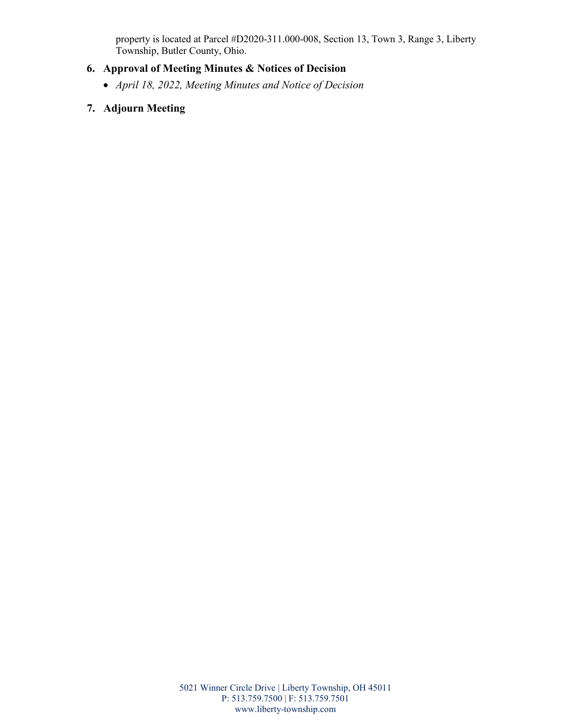property is located at Parcel #D2020-311.000-008, Section 13, Town 3, Range 3, Liberty Township, Butler County, Ohio.

6. **Approval of Meeting Minutes & Notices of Decision**
   - *April 18, 2022, Meeting Minutes and Notice of Decision*

7. **Adjourn Meeting**

5021 Winner Circle Drive | Liberty Township, OH 45011
P: 513.759.7500 | F: 513.759.7501
www.liberty-township.com